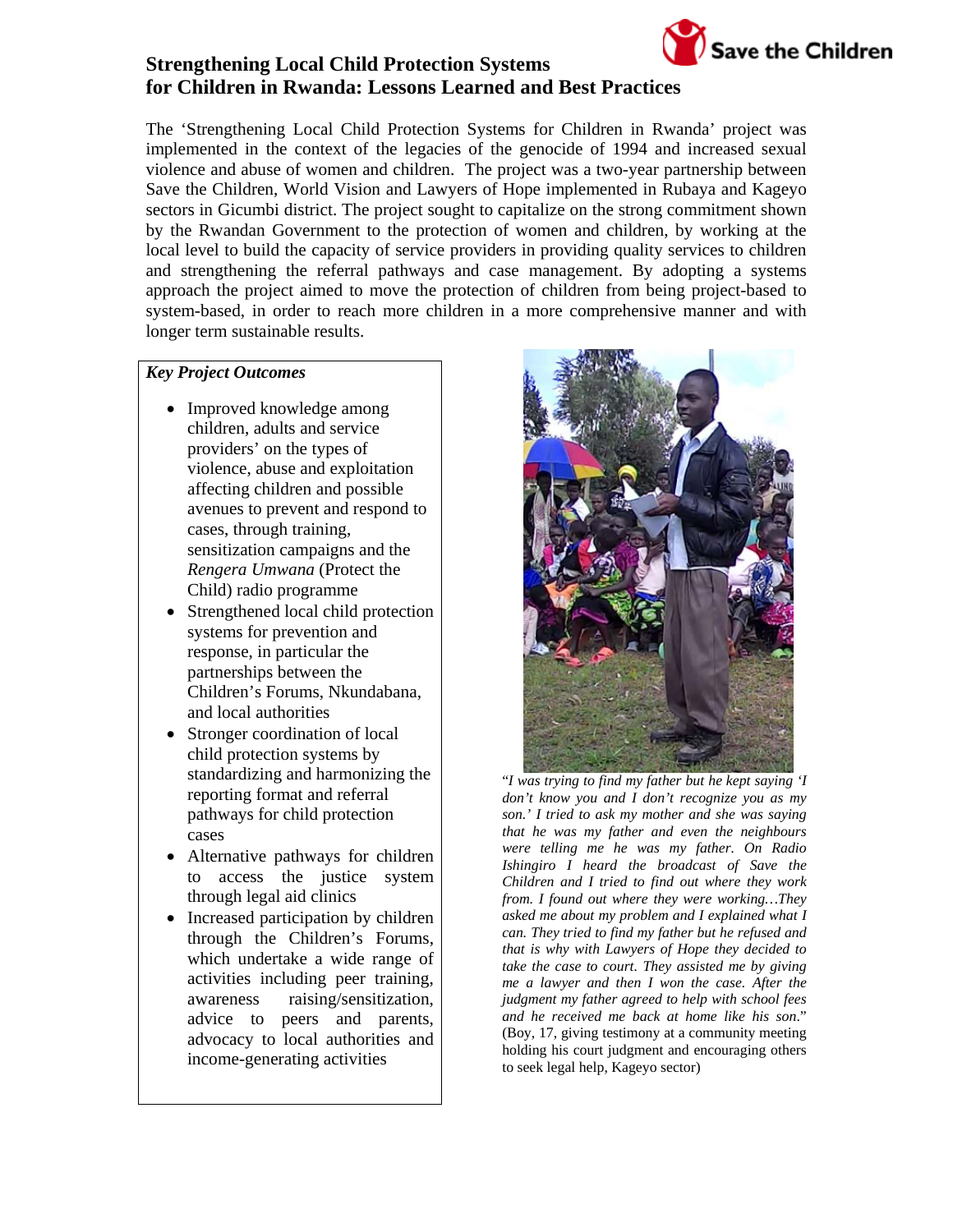# Strengthening Local Child Protection Systems for Children in Rwanda: Lessons Learned and Best Practices

The 'Strengthening Local Child Protection Systems for Children in Rwanda' project was implemented in the context of the legacies of the genocide of 1994 and increased sexual violence and abuse of women and children. The project was a two-year partnership between Save the Children, World Vision and Lawyers of Hope implemented in Rubaya and Kageyo sectors in Gicumbi district. The project sought to capitalize on the strong commitment shown by the Rwandan Government to the protection of women and children, by working at the local level to build the capacity of service providers in providing quality services to children and strengthening the referral pathways and case management. By adopting a systems approach the project aimed to move the protection of children from being project-based to system-based, in order to reach more children in a more comprehensive manner and with longer term sustainable results.

***Key Project Outcomes***

- Improved knowledge among children, adults and service providers' on the types of violence, abuse and exploitation affecting children and possible avenues to prevent and respond to cases, through training, sensitization campaigns and the *Rengera Umwana* (Protect the Child) radio programme
- Strengthened local child protection systems for prevention and response, in particular the partnerships between the Children's Forums, Nkundabana, and local authorities
- Stronger coordination of local child protection systems by standardizing and harmonizing the reporting format and referral pathways for child protection cases
- Alternative pathways for children to access the justice system through legal aid clinics
- Increased participation by children through the Children's Forums, which undertake a wide range of activities including peer training, awareness raising/sensitization, advice to peers and parents, advocacy to local authorities and income-generating activities

"*I was trying to find my father but he kept saying 'I don't know you and I don't recognize you as my son.' I tried to ask my mother and she was saying that he was my father and even the neighbours were telling me he was my father. On Radio Ishingiro I heard the broadcast of Save the Children and I tried to find out where they work from. I found out where they were working…They asked me about my problem and I explained what I can. They tried to find my father but he refused and that is why with Lawyers of Hope they decided to take the case to court. They assisted me by giving me a lawyer and then I won the case. After the judgment my father agreed to help with school fees and he received me back at home like his son.*" (Boy, 17, giving testimony at a community meeting holding his court judgment and encouraging others to seek legal help, Kageyo sector)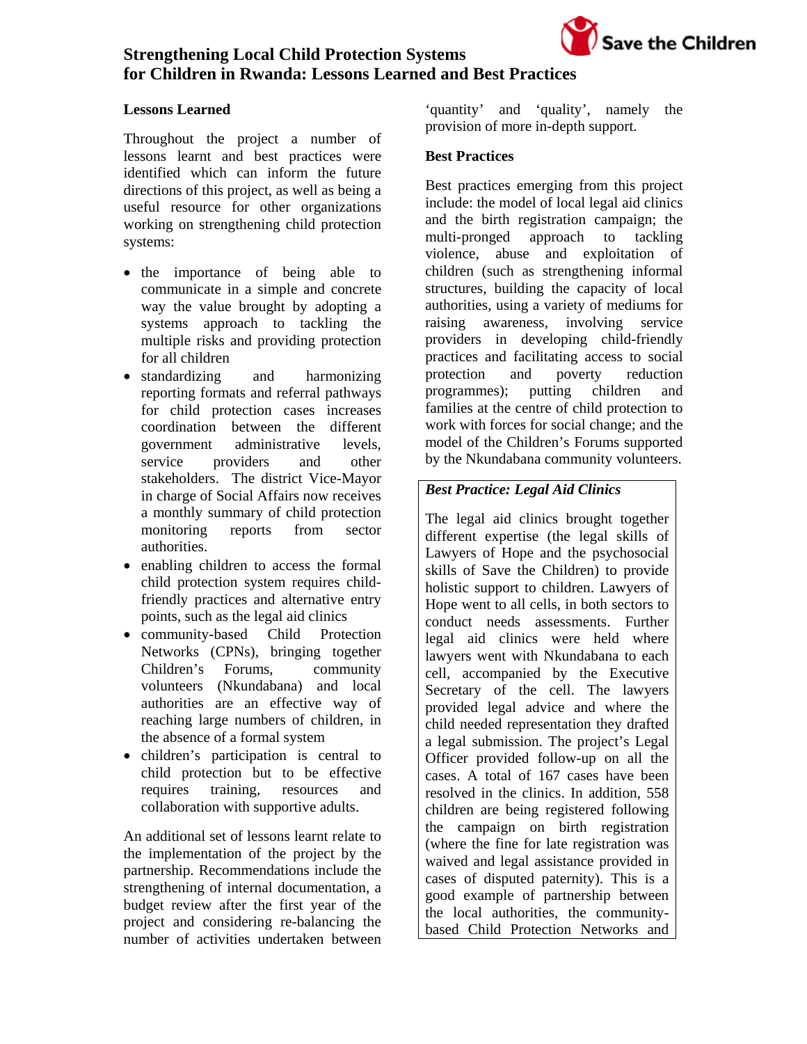# Strengthening Local Child Protection Systems for Children in Rwanda: Lessons Learned and Best Practices

## Lessons Learned

Throughout the project a number of lessons learnt and best practices were identified which can inform the future directions of this project, as well as being a useful resource for other organizations working on strengthening child protection systems:

- the importance of being able to communicate in a simple and concrete way the value brought by adopting a systems approach to tackling the multiple risks and providing protection for all children
- standardizing and harmonizing reporting formats and referral pathways for child protection cases increases coordination between the different government administrative levels, service providers and other stakeholders. The district Vice-Mayor in charge of Social Affairs now receives a monthly summary of child protection monitoring reports from sector authorities.
- enabling children to access the formal child protection system requires child-friendly practices and alternative entry points, such as the legal aid clinics
- community-based Child Protection Networks (CPNs), bringing together Children's Forums, community volunteers (Nkundabana) and local authorities are an effective way of reaching large numbers of children, in the absence of a formal system
- children's participation is central to child protection but to be effective requires training, resources and collaboration with supportive adults.

An additional set of lessons learnt relate to the implementation of the project by the partnership. Recommendations include the strengthening of internal documentation, a budget review after the first year of the project and considering re-balancing the number of activities undertaken between 'quantity' and 'quality', namely the provision of more in-depth support.

## Best Practices

Best practices emerging from this project include: the model of local legal aid clinics and the birth registration campaign; the multi-pronged approach to tackling violence, abuse and exploitation of children (such as strengthening informal structures, building the capacity of local authorities, using a variety of mediums for raising awareness, involving service providers in developing child-friendly practices and facilitating access to social protection and poverty reduction programmes); putting children and families at the centre of child protection to work with forces for social change; and the model of the Children's Forums supported by the Nkundabana community volunteers.

> ***Best Practice: Legal Aid Clinics***
>
> The legal aid clinics brought together different expertise (the legal skills of Lawyers of Hope and the psychosocial skills of Save the Children) to provide holistic support to children. Lawyers of Hope went to all cells, in both sectors to conduct needs assessments. Further legal aid clinics were held where lawyers went with Nkundabana to each cell, accompanied by the Executive Secretary of the cell. The lawyers provided legal advice and where the child needed representation they drafted a legal submission. The project's Legal Officer provided follow-up on all the cases. A total of 167 cases have been resolved in the clinics. In addition, 558 children are being registered following the campaign on birth registration (where the fine for late registration was waived and legal assistance provided in cases of disputed paternity). This is a good example of partnership between the local authorities, the community-based Child Protection Networks and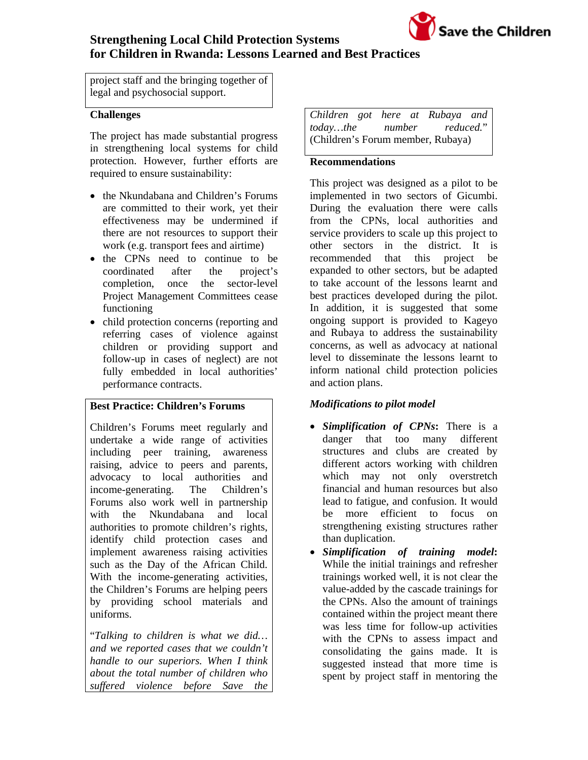project staff and the bringing together of legal and psychosocial support.

**Challenges**

The project has made substantial progress in strengthening local systems for child protection. However, further efforts are required to ensure sustainability:

- the Nkundabana and Children's Forums are committed to their work, yet their effectiveness may be undermined if there are not resources to support their work (e.g. transport fees and airtime)
- the CPNs need to continue to be coordinated after the project's completion, once the sector-level Project Management Committees cease functioning
- child protection concerns (reporting and referring cases of violence against children or providing support and follow-up in cases of neglect) are not fully embedded in local authorities' performance contracts.

**Best Practice: Children's Forums**

Children's Forums meet regularly and undertake a wide range of activities including peer training, awareness raising, advice to peers and parents, advocacy to local authorities and income-generating. The Children's Forums also work well in partnership with the Nkundabana and local authorities to promote children's rights, identify child protection cases and implement awareness raising activities such as the Day of the African Child. With the income-generating activities, the Children's Forums are helping peers by providing school materials and uniforms.

"*Talking to children is what we did… and we reported cases that we couldn't handle to our superiors. When I think about the total number of children who suffered violence before Save the Children got here at Rubaya and today…the number reduced.*" (Children's Forum member, Rubaya)

**Recommendations**

This project was designed as a pilot to be implemented in two sectors of Gicumbi. During the evaluation there were calls from the CPNs, local authorities and service providers to scale up this project to other sectors in the district. It is recommended that this project be expanded to other sectors, but be adapted to take account of the lessons learnt and best practices developed during the pilot. In addition, it is suggested that some ongoing support is provided to Kageyo and Rubaya to address the sustainability concerns, as well as advocacy at national level to disseminate the lessons learnt to inform national child protection policies and action plans.

***Modifications to pilot model***

- ***Simplification of CPNs*****:** There is a danger that too many different structures and clubs are created by different actors working with children which may not only overstretch financial and human resources but also lead to fatigue, and confusion. It would be more efficient to focus on strengthening existing structures rather than duplication.
- ***Simplification of training model*****:** While the initial trainings and refresher trainings worked well, it is not clear the value-added by the cascade trainings for the CPNs. Also the amount of trainings contained within the project meant there was less time for follow-up activities with the CPNs to assess impact and consolidating the gains made. It is suggested instead that more time is spent by project staff in mentoring the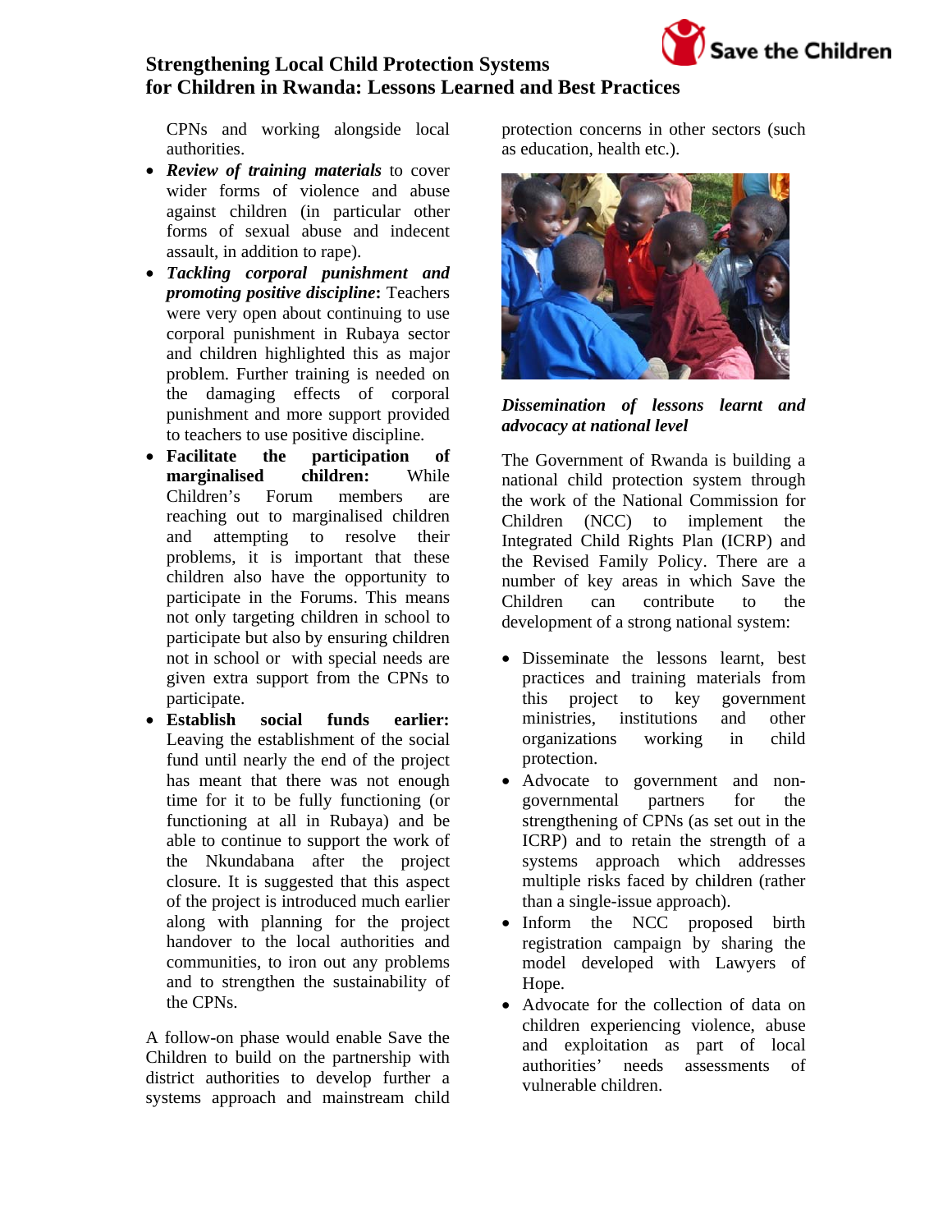CPNs and working alongside local authorities.

- ***Review of training materials*** to cover wider forms of violence and abuse against children (in particular other forms of sexual abuse and indecent assault, in addition to rape).
- ***Tackling corporal punishment and promoting positive discipline*****:** Teachers were very open about continuing to use corporal punishment in Rubaya sector and children highlighted this as major problem. Further training is needed on the damaging effects of corporal punishment and more support provided to teachers to use positive discipline.
- **Facilitate the participation of marginalised children:** While Children's Forum members are reaching out to marginalised children and attempting to resolve their problems, it is important that these children also have the opportunity to participate in the Forums. This means not only targeting children in school to participate but also by ensuring children not in school or with special needs are given extra support from the CPNs to participate.
- **Establish social funds earlier:** Leaving the establishment of the social fund until nearly the end of the project has meant that there was not enough time for it to be fully functioning (or functioning at all in Rubaya) and be able to continue to support the work of the Nkundabana after the project closure. It is suggested that this aspect of the project is introduced much earlier along with planning for the project handover to the local authorities and communities, to iron out any problems and to strengthen the sustainability of the CPNs.

A follow-on phase would enable Save the Children to build on the partnership with district authorities to develop further a systems approach and mainstream child protection concerns in other sectors (such as education, health etc.).

***Dissemination of lessons learnt and advocacy at national level***

The Government of Rwanda is building a national child protection system through the work of the National Commission for Children (NCC) to implement the Integrated Child Rights Plan (ICRP) and the Revised Family Policy. There are a number of key areas in which Save the Children can contribute to the development of a strong national system:

- Disseminate the lessons learnt, best practices and training materials from this project to key government ministries, institutions and other organizations working in child protection.
- Advocate to government and non-governmental partners for the strengthening of CPNs (as set out in the ICRP) and to retain the strength of a systems approach which addresses multiple risks faced by children (rather than a single-issue approach).
- Inform the NCC proposed birth registration campaign by sharing the model developed with Lawyers of Hope.
- Advocate for the collection of data on children experiencing violence, abuse and exploitation as part of local authorities' needs assessments of vulnerable children.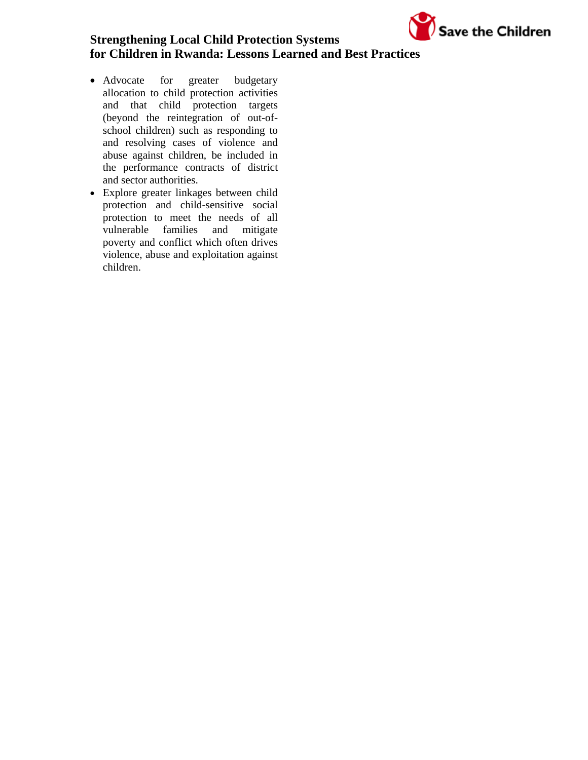- Advocate for greater budgetary allocation to child protection activities and that child protection targets (beyond the reintegration of out-of-school children) such as responding to and resolving cases of violence and abuse against children, be included in the performance contracts of district and sector authorities.
- Explore greater linkages between child protection and child-sensitive social protection to meet the needs of all vulnerable families and mitigate poverty and conflict which often drives violence, abuse and exploitation against children.